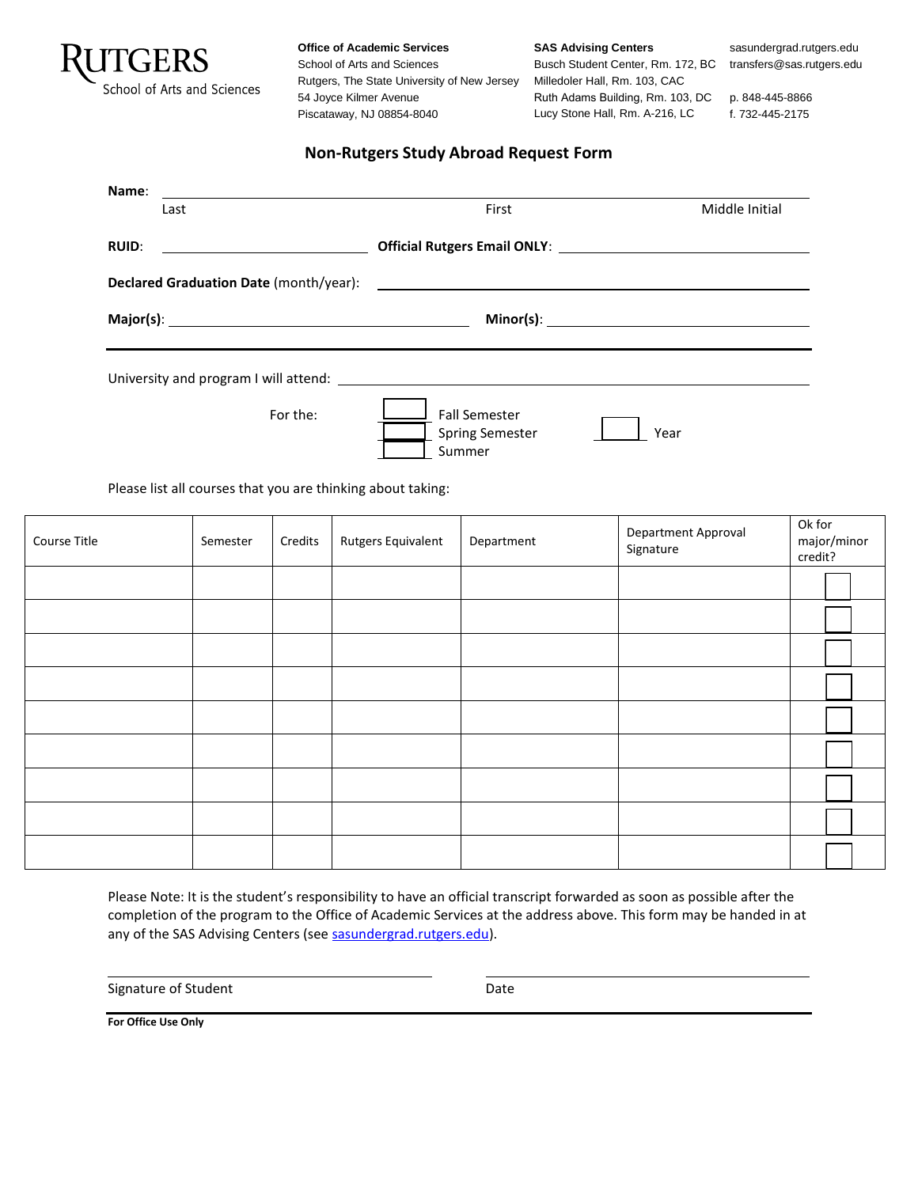**RUTGERS**
School of Arts and Sciences

**Office of Academic Services**
School of Arts and Sciences
Rutgers, The State University of New Jersey
54 Joyce Kilmer Avenue
Piscataway, NJ 08854-8040

**SAS Advising Centers**
Busch Student Center, Rm. 172, BC
Milledoler Hall, Rm. 103, CAC
Ruth Adams Building, Rm. 103, DC
Lucy Stone Hall, Rm. A-216, LC

sasundergrad.rutgers.edu
transfers@sas.rutgers.edu

p. 848-445-8866
f. 732-445-2175

## Non-Rutgers Study Abroad Request Form

**Name**: ______________________________________________
Last First Middle Initial

**RUID**: ____________________ **Official Rutgers Email ONLY**: ____________________

**Declared Graduation Date** (month/year): ____________________

**Major(s)**: ____________________ **Minor(s)**: ____________________

University and program I will attend: ____________________

For the:
☐ Fall Semester
☐ Spring Semester
☐ Summer

☐ Year

Please list all courses that you are thinking about taking:

| Course Title | Semester | Credits | Rutgers Equivalent | Department | Department Approval Signature | Ok for major/minor credit? |
|---|---|---|---|---|---|---|
| | | | | | | ☐ |
| | | | | | | ☐ |
| | | | | | | ☐ |
| | | | | | | ☐ |
| | | | | | | ☐ |
| | | | | | | ☐ |
| | | | | | | ☐ |
| | | | | | | ☐ |
| | | | | | | ☐ |

Please Note: It is the student's responsibility to have an official transcript forwarded as soon as possible after the completion of the program to the Office of Academic Services at the address above. This form may be handed in at any of the SAS Advising Centers (see sasundergrad.rutgers.edu).

____________________ ____________________
Signature of Student Date

**For Office Use Only**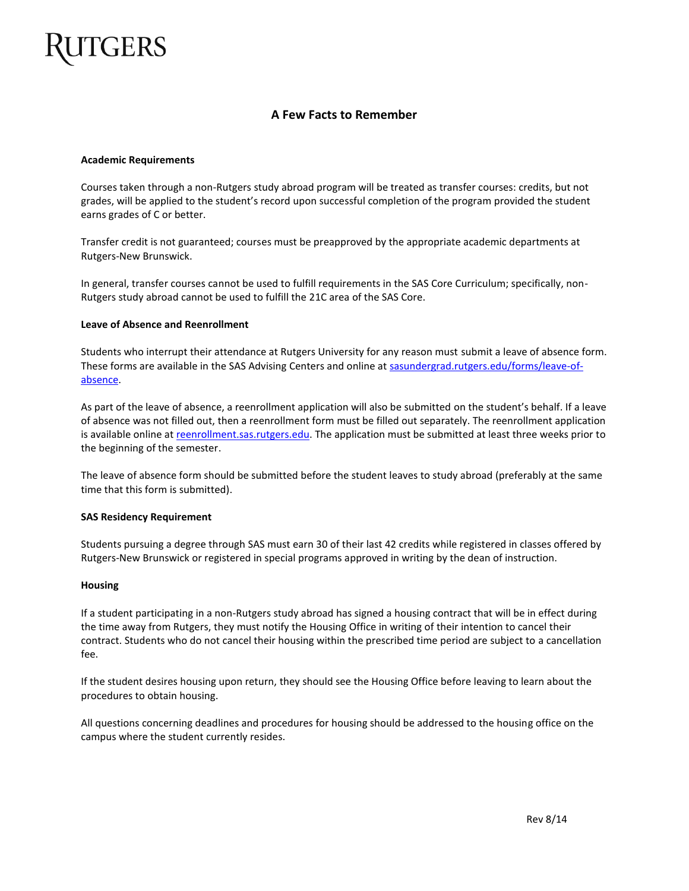RUTGERS

# A Few Facts to Remember

**Academic Requirements**

Courses taken through a non-Rutgers study abroad program will be treated as transfer courses: credits, but not grades, will be applied to the student's record upon successful completion of the program provided the student earns grades of C or better.

Transfer credit is not guaranteed; courses must be preapproved by the appropriate academic departments at Rutgers-New Brunswick.

In general, transfer courses cannot be used to fulfill requirements in the SAS Core Curriculum; specifically, non-Rutgers study abroad cannot be used to fulfill the 21C area of the SAS Core.

**Leave of Absence and Reenrollment**

Students who interrupt their attendance at Rutgers University for any reason must submit a leave of absence form. These forms are available in the SAS Advising Centers and online at sasundergrad.rutgers.edu/forms/leave-of-absence.

As part of the leave of absence, a reenrollment application will also be submitted on the student's behalf. If a leave of absence was not filled out, then a reenrollment form must be filled out separately. The reenrollment application is available online at reenrollment.sas.rutgers.edu. The application must be submitted at least three weeks prior to the beginning of the semester.

The leave of absence form should be submitted before the student leaves to study abroad (preferably at the same time that this form is submitted).

**SAS Residency Requirement**

Students pursuing a degree through SAS must earn 30 of their last 42 credits while registered in classes offered by Rutgers-New Brunswick or registered in special programs approved in writing by the dean of instruction.

**Housing**

If a student participating in a non-Rutgers study abroad has signed a housing contract that will be in effect during the time away from Rutgers, they must notify the Housing Office in writing of their intention to cancel their contract. Students who do not cancel their housing within the prescribed time period are subject to a cancellation fee.

If the student desires housing upon return, they should see the Housing Office before leaving to learn about the procedures to obtain housing.

All questions concerning deadlines and procedures for housing should be addressed to the housing office on the campus where the student currently resides.

Rev 8/14